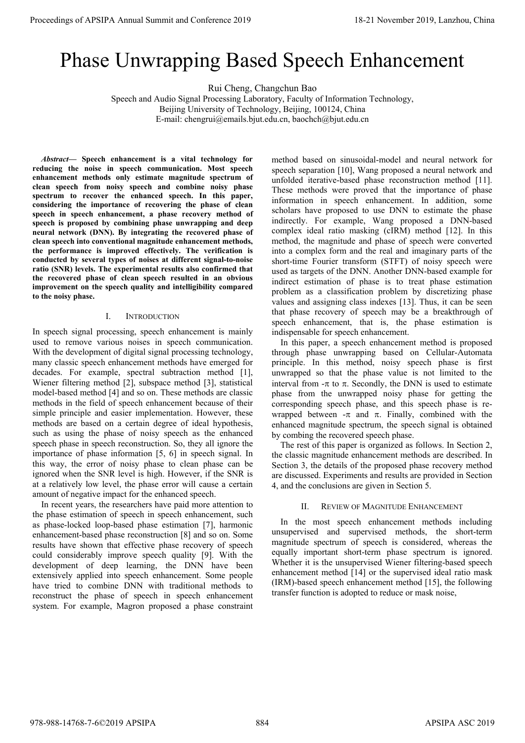# Phase Unwrapping Based Speech Enhancement

Rui Cheng, Changchun Bao

Speech and Audio Signal Processing Laboratory, Faculty of Information Technology,
Beijing University of Technology, Beijing, 100124, China
E-mail: chengrui@emails.bjut.edu.cn, baochch@bjut.edu.cn

***Abstract*— Speech enhancement is a vital technology for reducing the noise in speech communication. Most speech enhancement methods only estimate magnitude spectrum of clean speech from noisy speech and combine noisy phase spectrum to recover the enhanced speech. In this paper, considering the importance of recovering the phase of clean speech in speech enhancement, a phase recovery method of speech is proposed by combining phase unwrapping and deep neural network (DNN). By integrating the recovered phase of clean speech into conventional magnitude enhancement methods, the performance is improved effectively. The verification is conducted by several types of noises at different signal-to-noise ratio (SNR) levels. The experimental results also confirmed that the recovered phase of clean speech resulted in an obvious improvement on the speech quality and intelligibility compared to the noisy phase.**

## I. INTRODUCTION

In speech signal processing, speech enhancement is mainly used to remove various noises in speech communication. With the development of digital signal processing technology, many classic speech enhancement methods have emerged for decades. For example, spectral subtraction method [1], Wiener filtering method [2], subspace method [3], statistical model-based method [4] and so on. These methods are classic methods in the field of speech enhancement because of their simple principle and easier implementation. However, these methods are based on a certain degree of ideal hypothesis, such as using the phase of noisy speech as the enhanced speech phase in speech reconstruction. So, they all ignore the importance of phase information [5, 6] in speech signal. In this way, the error of noisy phase to clean phase can be ignored when the SNR level is high. However, if the SNR is at a relatively low level, the phase error will cause a certain amount of negative impact for the enhanced speech.

In recent years, the researchers have paid more attention to the phase estimation of speech in speech enhancement, such as phase-locked loop-based phase estimation [7], harmonic enhancement-based phase reconstruction [8] and so on. Some results have shown that effective phase recovery of speech could considerably improve speech quality [9]. With the development of deep learning, the DNN have been extensively applied into speech enhancement. Some people have tried to combine DNN with traditional methods to reconstruct the phase of speech in speech enhancement system. For example, Magron proposed a phase constraint method based on sinusoidal-model and neural network for speech separation [10], Wang proposed a neural network and unfolded iterative-based phase reconstruction method [11]. These methods were proved that the importance of phase information in speech enhancement. In addition, some scholars have proposed to use DNN to estimate the phase indirectly. For example, Wang proposed a DNN-based complex ideal ratio masking (cIRM) method [12]. In this method, the magnitude and phase of speech were converted into a complex form and the real and imaginary parts of the short-time Fourier transform (STFT) of noisy speech were used as targets of the DNN. Another DNN-based example for indirect estimation of phase is to treat phase estimation problem as a classification problem by discretizing phase values and assigning class indexes [13]. Thus, it can be seen that phase recovery of speech may be a breakthrough of speech enhancement, that is, the phase estimation is indispensable for speech enhancement.

In this paper, a speech enhancement method is proposed through phase unwrapping based on Cellular-Automata principle. In this method, noisy speech phase is first unwrapped so that the phase value is not limited to the interval from $-\pi$ to $\pi$. Secondly, the DNN is used to estimate phase from the unwrapped noisy phase for getting the corresponding speech phase, and this speech phase is re-wrapped between $-\pi$ and $\pi$. Finally, combined with the enhanced magnitude spectrum, the speech signal is obtained by combing the recovered speech phase.

The rest of this paper is organized as follows. In Section 2, the classic magnitude enhancement methods are described. In Section 3, the details of the proposed phase recovery method are discussed. Experiments and results are provided in Section 4, and the conclusions are given in Section 5.

## II. REVIEW OF MAGNITUDE ENHANCEMENT

In the most speech enhancement methods including unsupervised and supervised methods, the short-term magnitude spectrum of speech is considered, whereas the equally important short-term phase spectrum is ignored. Whether it is the unsupervised Wiener filtering-based speech enhancement method [14] or the supervised ideal ratio mask (IRM)-based speech enhancement method [15], the following transfer function is adopted to reduce or mask noise,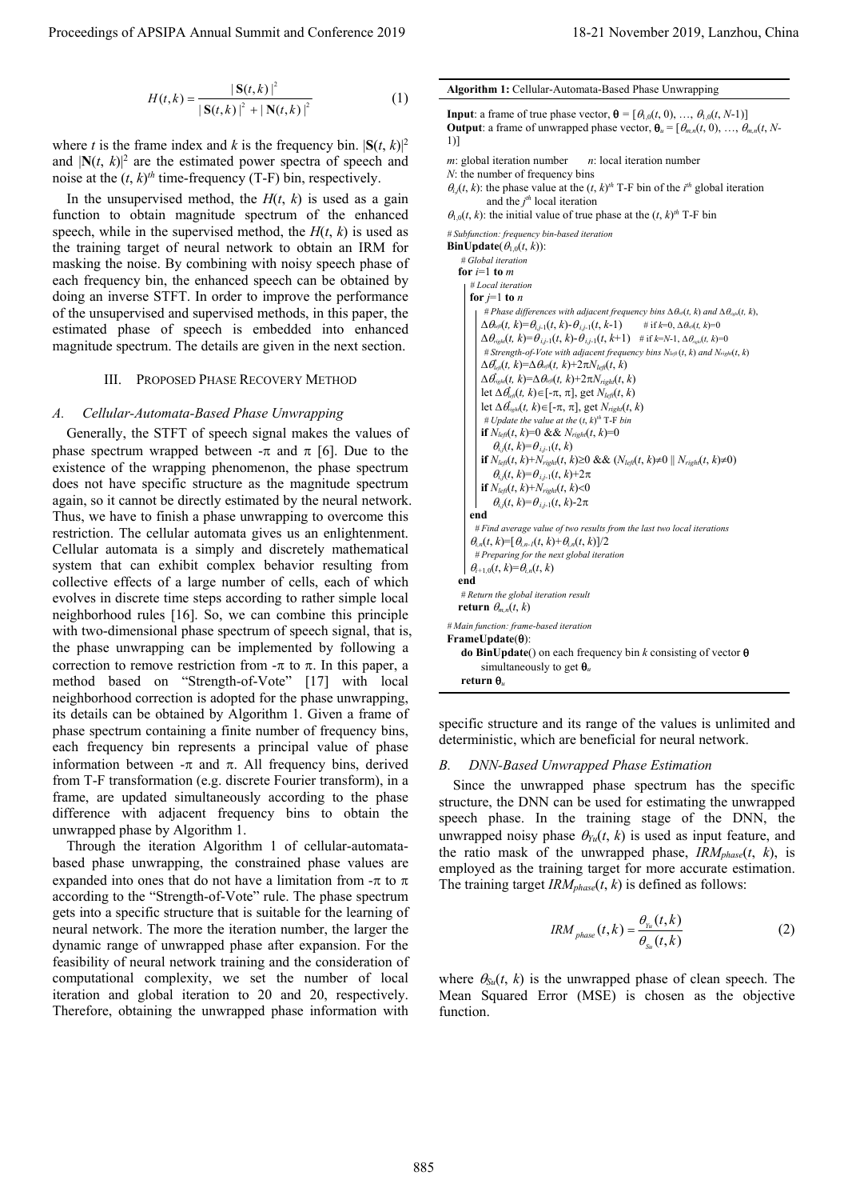$$H(t,k) = \frac{|\mathbf{S}(t,k)|^2}{|\mathbf{S}(t,k)|^2 + |\mathbf{N}(t,k)|^2} \tag{1}$$

where $t$ is the frame index and $k$ is the frequency bin. $|\mathbf{S}(t, k)|^2$ and $|\mathbf{N}(t, k)|^2$ are the estimated power spectra of speech and noise at the $(t, k)^{th}$ time-frequency (T-F) bin, respectively.

In the unsupervised method, the $H(t, k)$ is used as a gain function to obtain magnitude spectrum of the enhanced speech, while in the supervised method, the $H(t, k)$ is used as the training target of neural network to obtain an IRM for masking the noise. By combining with noisy speech phase of each frequency bin, the enhanced speech can be obtained by doing an inverse STFT. In order to improve the performance of the unsupervised and supervised methods, in this paper, the estimated phase of speech is embedded into enhanced magnitude spectrum. The details are given in the next section.

## III. Proposed Phase Recovery Method

### A. Cellular-Automata-Based Phase Unwrapping

Generally, the STFT of speech signal makes the values of phase spectrum wrapped between $-\pi$ and $\pi$ [6]. Due to the existence of the wrapping phenomenon, the phase spectrum does not have specific structure as the magnitude spectrum again, so it cannot be directly estimated by the neural network. Thus, we have to finish a phase unwrapping to overcome this restriction. The cellular automata gives us an enlightenment. Cellular automata is a simply and discretely mathematical system that can exhibit complex behavior resulting from collective effects of a large number of cells, each of which evolves in discrete time steps according to rather simple local neighborhood rules [16]. So, we can combine this principle with two-dimensional phase spectrum of speech signal, that is, the phase unwrapping can be implemented by following a correction to remove restriction from $-\pi$ to $\pi$. In this paper, a method based on "Strength-of-Vote" [17] with local neighborhood correction is adopted for the phase unwrapping, its details can be obtained by Algorithm 1. Given a frame of phase spectrum containing a finite number of frequency bins, each frequency bin represents a principal value of phase information between $-\pi$ and $\pi$. All frequency bins, derived from T-F transformation (e.g. discrete Fourier transform), in a frame, are updated simultaneously according to the phase difference with adjacent frequency bins to obtain the unwrapped phase by Algorithm 1.

Through the iteration Algorithm 1 of cellular-automata-based phase unwrapping, the constrained phase values are expanded into ones that do not have a limitation from $-\pi$ to $\pi$ according to the "Strength-of-Vote" rule. The phase spectrum gets into a specific structure that is suitable for the learning of neural network. The more the iteration number, the larger the dynamic range of unwrapped phase after expansion. For the feasibility of neural network training and the consideration of computational complexity, we set the number of local iteration and global iteration to 20 and 20, respectively. Therefore, obtaining the unwrapped phase information with specific structure and its range of the values is unlimited and deterministic, which are beneficial for neural network.

**Algorithm 1:** Cellular-Automata-Based Phase Unwrapping

**Input**: a frame of true phase vector, $\boldsymbol{\theta} = [\theta_{1,0}(t, 0), \ldots, \theta_{1,0}(t, N\text{-}1)]$
**Output**: a frame of unwrapped phase vector, $\boldsymbol{\theta}_u = [\theta_{m,n}(t, 0), \ldots, \theta_{m,n}(t, N\text{-}1)]$

$m$: global iteration number  $n$: local iteration number
$N$: the number of frequency bins
$\theta_{i,j}(t, k)$: the phase value at the $(t, k)^{th}$ T-F bin of the $i^{th}$ global iteration and the $j^{th}$ local iteration
$\theta_{1,0}(t, k)$: the initial value of true phase at the $(t, k)^{th}$ T-F bin

```
# Subfunction: frequency bin-based iteration
BinUpdate(θ_{1,0}(t, k)):
  # Global iteration
  for i=1 to m
    # Local iteration
    for j=1 to n
      # Phase differences with adjacent frequency bins Δθ_left(t, k) and Δθ_right(t, k),
      Δθ_left(t, k)=θ_{i,j-1}(t, k)-θ_{i,j-1}(t, k-1)     # if k=0, Δθ_left(t, k)=0
      Δθ_right(t, k)=θ_{i,j-1}(t, k)-θ_{i,j-1}(t, k+1)    # if k=N-1, Δθ_right(t, k)=0
      # Strength-of-Vote with adjacent frequency bins N_left(t, k) and N_right(t, k)
      Δθ'_left(t, k)=Δθ_left(t, k)+2πN_left(t, k)
      Δθ'_right(t, k)=Δθ_left(t, k)+2πN_right(t, k)
      let Δθ'_left(t, k)∈[-π, π], get N_left(t, k)
      let Δθ'_right(t, k)∈[-π, π], get N_right(t, k)
      # Update the value at the (t, k)th T-F bin
      if N_left(t, k)=0 && N_right(t, k)=0
        θ_{i,j}(t, k)=θ_{i,j-1}(t, k)
      if N_left(t, k)+N_right(t, k)≥0 && (N_left(t, k)≠0 || N_right(t, k)≠0)
        θ_{i,j}(t, k)=θ_{i,j-1}(t, k)+2π
      if N_left(t, k)+N_right(t, k)<0
        θ_{i,j}(t, k)=θ_{i,j-1}(t, k)-2π
    end
    # Find average value of two results from the last two local iterations
    θ_{i,n}(t, k)=[θ_{i,n-1}(t, k)+θ_{i,n}(t, k)]/2
    # Preparing for the next global iteration
    θ_{i+1,0}(t, k)=θ_{i,n}(t, k)
  end
  # Return the global iteration result
  return θ_{m,n}(t, k)

# Main function: frame-based iteration
FrameUpdate(θ):
  do BinUpdate() on each frequency bin k consisting of vector θ
     simultaneously to get θ_u
  return θ_u
```

### B. DNN-Based Unwrapped Phase Estimation

Since the unwrapped phase spectrum has the specific structure, the DNN can be used for estimating the unwrapped speech phase. In the training stage of the DNN, the unwrapped noisy phase $\theta_{Yu}(t, k)$ is used as input feature, and the ratio mask of the unwrapped phase, $IRM_{phase}(t, k)$, is employed as the training target for more accurate estimation. The training target $IRM_{phase}(t, k)$ is defined as follows:

$$IRM_{phase}(t,k) = \frac{\theta_{Yu}(t,k)}{\theta_{Su}(t,k)} \tag{2}$$

where $\theta_{Su}(t, k)$ is the unwrapped phase of clean speech. The Mean Squared Error (MSE) is chosen as the objective function.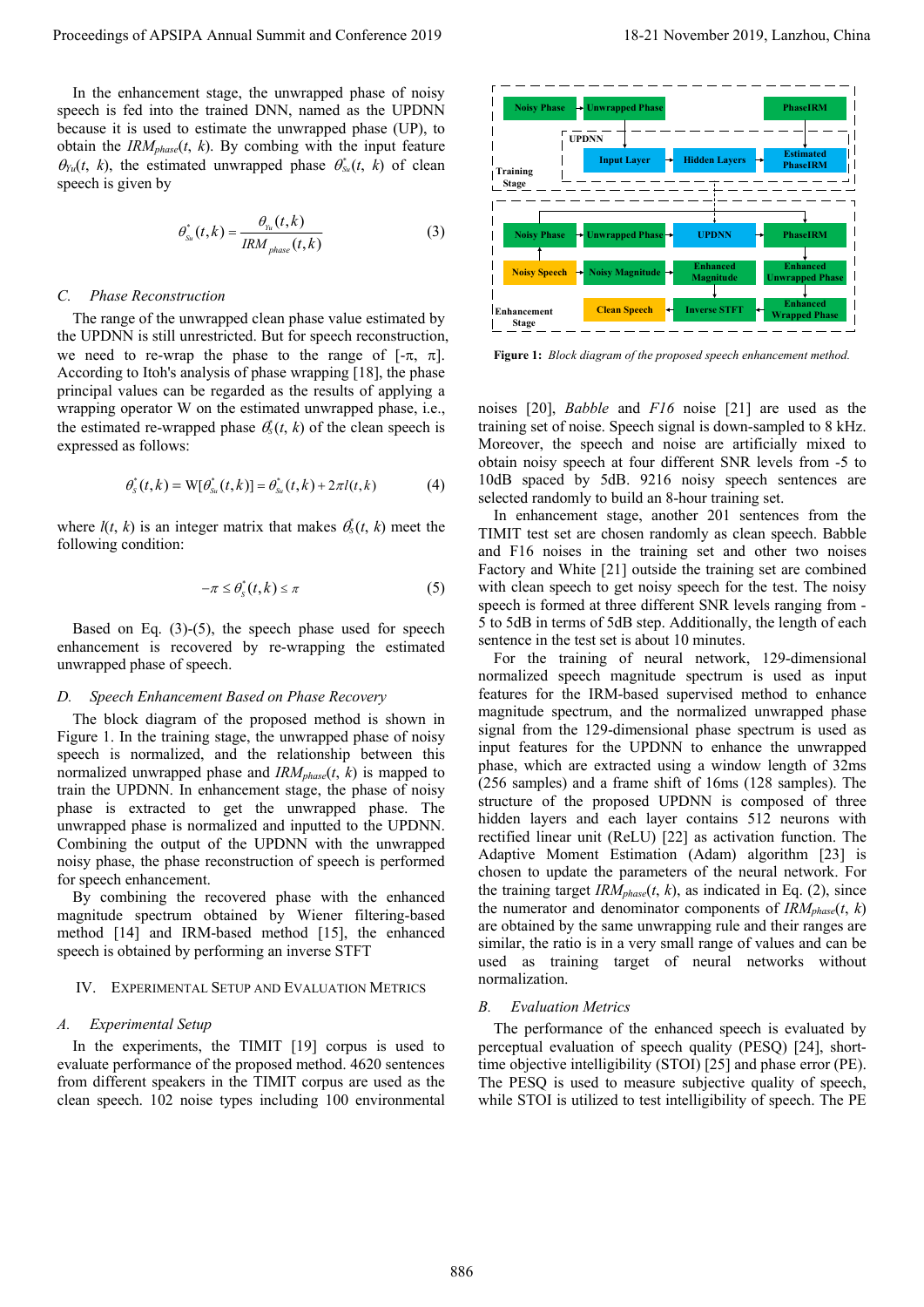In the enhancement stage, the unwrapped phase of noisy speech is fed into the trained DNN, named as the UPDNN because it is used to estimate the unwrapped phase (UP), to obtain the $IRM_{phase}(t, k)$. By combining with the input feature $\theta_{Yu}(t, k)$, the estimated unwrapped phase $\theta^{*}_{Su}(t, k)$ of clean speech is given by

$$\theta^{*}_{S_u}(t,k) = \frac{\theta_{Y_u}(t,k)}{IRM_{phase}(t,k)} \tag{3}$$

### C. Phase Reconstruction

The range of the unwrapped clean phase value estimated by the UPDNN is still unrestricted. But for speech reconstruction, we need to re-wrap the phase to the range of [-π, π]. According to Itoh's analysis of phase wrapping [18], the phase principal values can be regarded as the results of applying a wrapping operator W on the estimated unwrapped phase, i.e., the estimated re-wrapped phase $\theta^{*}_{S}(t, k)$ of the clean speech is expressed as follows:

$$\theta^{*}_{S}(t,k) = \mathrm{W}[\theta^{*}_{S_u}(t,k)] = \theta^{*}_{S_u}(t,k) + 2\pi l(t,k) \tag{4}$$

where $l(t, k)$ is an integer matrix that makes $\theta^{*}_{S}(t, k)$ meet the following condition:

$$-\pi \le \theta^{*}_{S}(t,k) \le \pi \tag{5}$$

Based on Eq. (3)-(5), the speech phase used for speech enhancement is recovered by re-wrapping the estimated unwrapped phase of speech.

### D. Speech Enhancement Based on Phase Recovery

The block diagram of the proposed method is shown in Figure 1. In the training stage, the unwrapped phase of noisy speech is normalized, and the relationship between this normalized unwrapped phase and $IRM_{phase}(t, k)$ is mapped to train the UPDNN. In enhancement stage, the phase of noisy phase is extracted to get the unwrapped phase. The unwrapped phase is normalized and inputted to the UPDNN. Combining the output of the UPDNN with the unwrapped noisy phase, the phase reconstruction of speech is performed for speech enhancement.

By combining the recovered phase with the enhanced magnitude spectrum obtained by Wiener filtering-based method [14] and IRM-based method [15], the enhanced speech is obtained by performing an inverse STFT

## IV. Experimental Setup and Evaluation Metrics

### A. Experimental Setup

In the experiments, the TIMIT [19] corpus is used to evaluate performance of the proposed method. 4620 sentences from different speakers in the TIMIT corpus are used as the clean speech. 102 noise types including 100 environmental noises [20], *Babble* and *F16* noise [21] are used as the training set of noise. Speech signal is down-sampled to 8 kHz. Moreover, the speech and noise are artificially mixed to obtain noisy speech at four different SNR levels from -5 to 10dB spaced by 5dB. 9216 noisy speech sentences are selected randomly to build an 8-hour training set.

In enhancement stage, another 201 sentences from the TIMIT test set are chosen randomly as clean speech. Babble and F16 noises in the training set and other two noises Factory and White [21] outside the training set are combined with clean speech to get noisy speech for the test. The noisy speech is formed at three different SNR levels ranging from -5 to 5dB in terms of 5dB step. Additionally, the length of each sentence in the test set is about 10 minutes.

For the training of neural network, 129-dimensional normalized speech magnitude spectrum is used as input features for the IRM-based supervised method to enhance magnitude spectrum, and the normalized unwrapped phase signal from the 129-dimensional phase spectrum is used as input features for the UPDNN to enhance the unwrapped phase, which are extracted using a window length of 32ms (256 samples) and a frame shift of 16ms (128 samples). The structure of the proposed UPDNN is composed of three hidden layers and each layer contains 512 neurons with rectified linear unit (ReLU) [22] as activation function. The Adaptive Moment Estimation (Adam) algorithm [23] is chosen to update the parameters of the neural network. For the training target $IRM_{phase}(t, k)$, as indicated in Eq. (2), since the numerator and denominator components of $IRM_{phase}(t, k)$ are obtained by the same unwrapping rule and their ranges are similar, the ratio is in a very small range of values and can be used as training target of neural networks without normalization.

### B. Evaluation Metrics

The performance of the enhanced speech is evaluated by perceptual evaluation of speech quality (PESQ) [24], short-time objective intelligibility (STOI) [25] and phase error (PE). The PESQ is used to measure subjective quality of speech, while STOI is utilized to test intelligibility of speech. The PE

**Figure 1:** *Block diagram of the proposed speech enhancement method.*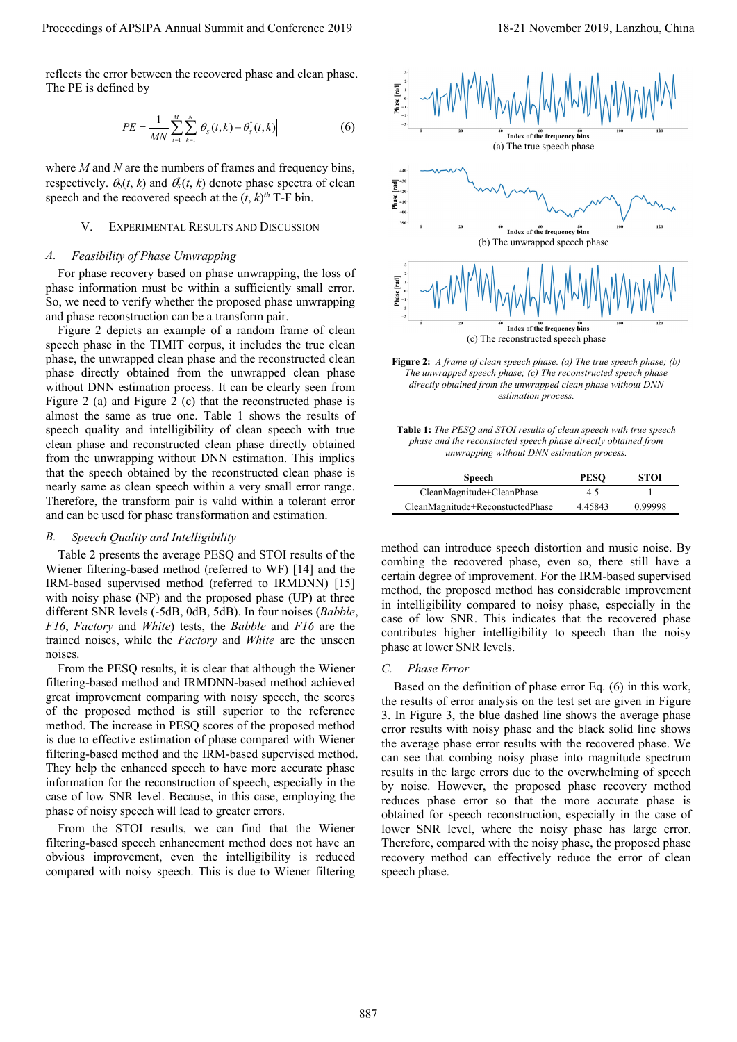reflects the error between the recovered phase and clean phase. The PE is defined by

$$PE = \frac{1}{MN}\sum_{t=1}^{M}\sum_{k=1}^{N}\left|\theta_S(t,k) - \theta_S^*(t,k)\right| \tag{6}$$

where $M$ and $N$ are the numbers of frames and frequency bins, respectively. $\theta_S(t, k)$ and $\theta_S^*(t, k)$ denote phase spectra of clean speech and the recovered speech at the $(t, k)^{th}$ T-F bin.

## V. Experimental Results and Discussion

### A. Feasibility of Phase Unwrapping

For phase recovery based on phase unwrapping, the loss of phase information must be within a sufficiently small error. So, we need to verify whether the proposed phase unwrapping and phase reconstruction can be a transform pair.

Figure 2 depicts an example of a random frame of clean speech phase in the TIMIT corpus, it includes the true clean phase, the unwrapped clean phase and the reconstructed clean phase directly obtained from the unwrapped clean phase without DNN estimation process. It can be clearly seen from Figure 2 (a) and Figure 2 (c) that the reconstructed phase is almost the same as true one. Table 1 shows the results of speech quality and intelligibility of clean speech with true clean phase and reconstructed clean phase directly obtained from the unwrapping without DNN estimation. This implies that the speech obtained by the reconstructed clean phase is nearly same as clean speech within a very small error range. Therefore, the transform pair is valid within a tolerant error and can be used for phase transformation and estimation.

(a) The true speech phase

(b) The unwrapped speech phase

(c) The reconstructed speech phase

**Figure 2:** *A frame of clean speech phase. (a) The true speech phase; (b) The unwrapped speech phase; (c) The reconstructed speech phase directly obtained from the unwrapped clean phase without DNN estimation process.*

**Table 1:** *The PESQ and STOI results of clean speech with true speech phase and the reconstucted speech phase directly obtained from unwrapping without DNN estimation process.*

| Speech | PESQ | STOI |
|---|---|---|
| CleanMagnitude+CleanPhase | 4.5 | 1 |
| CleanMagnitude+ReconstuctedPhase | 4.45843 | 0.99998 |

### B. Speech Quality and Intelligibility

Table 2 presents the average PESQ and STOI results of the Wiener filtering-based method (referred to WF) [14] and the IRM-based supervised method (referred to IRMDNN) [15] with noisy phase (NP) and the proposed phase (UP) at three different SNR levels (-5dB, 0dB, 5dB). In four noises (*Babble*, *F16*, *Factory* and *White*) tests, the *Babble* and *F16* are the trained noises, while the *Factory* and *White* are the unseen noises.

From the PESQ results, it is clear that although the Wiener filtering-based method and IRMDNN-based method achieved great improvement comparing with noisy speech, the scores of the proposed method is still superior to the reference method. The increase in PESQ scores of the proposed method is due to effective estimation of phase compared with Wiener filtering-based method and the IRM-based supervised method. They help the enhanced speech to have more accurate phase information for the reconstruction of speech, especially in the case of low SNR level. Because, in this case, employing the phase of noisy speech will lead to greater errors.

From the STOI results, we can find that the Wiener filtering-based speech enhancement method does not have an obvious improvement, even the intelligibility is reduced compared with noisy speech. This is due to Wiener filtering method can introduce speech distortion and music noise. By combing the recovered phase, even so, there still have a certain degree of improvement. For the IRM-based supervised method, the proposed method has considerable improvement in intelligibility compared to noisy phase, especially in the case of low SNR. This indicates that the recovered phase contributes higher intelligibility to speech than the noisy phase at lower SNR levels.

### C. Phase Error

Based on the definition of phase error Eq. (6) in this work, the results of error analysis on the test set are given in Figure 3. In Figure 3, the blue dashed line shows the average phase error results with noisy phase and the black solid line shows the average phase error results with the recovered phase. We can see that combing noisy phase into magnitude spectrum results in the large errors due to the overwhelming of speech by noise. However, the proposed phase recovery method reduces phase error so that the more accurate phase is obtained for speech reconstruction, especially in the case of lower SNR level, where the noisy phase has large error. Therefore, compared with the noisy phase, the proposed phase recovery method can effectively reduce the error of clean speech phase.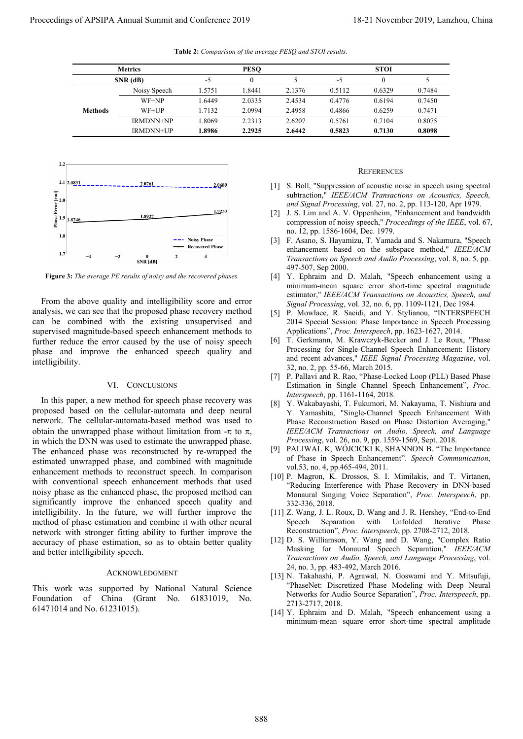**Table 2:** *Comparison of the average PESQ and STOI results.*

| Metrics | | PESQ | | | STOI | | |
|---|---|---|---|---|---|---|---|
| SNR (dB) | | -5 | 0 | 5 | -5 | 0 | 5 |
| Methods | Noisy Speech | 1.5751 | 1.8441 | 2.1376 | 0.5112 | 0.6329 | 0.7484 |
| | WF+NP | 1.6449 | 2.0335 | 2.4534 | 0.4776 | 0.6194 | 0.7450 |
| | WF+UP | 1.7132 | 2.0994 | 2.4958 | 0.4866 | 0.6259 | 0.7471 |
| | IRMDNN+NP | 1.8069 | 2.2313 | 2.6207 | 0.5761 | 0.7104 | 0.8075 |
| | IRMDNN+UP | **1.8986** | **2.2925** | **2.6442** | **0.5823** | **0.7130** | **0.8098** |

**Figure 3:** *The average PE results of noisy and the recovered phases.*

From the above quality and intelligibility score and error analysis, we can see that the proposed phase recovery method can be combined with the existing unsupervised and supervised magnitude-based speech enhancement methods to further reduce the error caused by the use of noisy speech phase and improve the enhanced speech quality and intelligibility.

## VI. Conclusions

In this paper, a new method for speech phase recovery was proposed based on the cellular-automata and deep neural network. The cellular-automata-based method was used to obtain the unwrapped phase without limitation from $-\pi$ to $\pi$, in which the DNN was used to estimate the unwrapped phase. The enhanced phase was reconstructed by re-wrapped the estimated unwrapped phase, and combined with magnitude enhancement methods to reconstruct speech. In comparison with conventional speech enhancement methods that used noisy phase as the enhanced phase, the proposed method can significantly improve the enhanced speech quality and intelligibility. In the future, we will further improve the method of phase estimation and combine it with other neural network with stronger fitting ability to further improve the accuracy of phase estimation, so as to obtain better quality and better intelligibility speech.

## Acknowledgment

This work was supported by National Natural Science Foundation of China (Grant No. 61831019, No. 61471014 and No. 61231015).

## References

[1] S. Boll, "Suppression of acoustic noise in speech using spectral subtraction," *IEEE/ACM Transactions on Acoustics, Speech, and Signal Processing*, vol. 27, no. 2, pp. 113-120, Apr 1979.

[2] J. S. Lim and A. V. Oppenheim, "Enhancement and bandwidth compression of noisy speech," *Proceedings of the IEEE*, vol. 67, no. 12, pp. 1586-1604, Dec. 1979.

[3] F. Asano, S. Hayamizu, T. Yamada and S. Nakamura, "Speech enhancement based on the subspace method," *IEEE/ACM Transactions on Speech and Audio Processing*, vol. 8, no. 5, pp. 497-507, Sep 2000.

[4] Y. Ephraim and D. Malah, "Speech enhancement using a minimum-mean square error short-time spectral magnitude estimator," *IEEE/ACM Transactions on Acoustics, Speech, and Signal Processing*, vol. 32, no. 6, pp. 1109-1121, Dec 1984.

[5] P. Mowlaee, R. Saeidi, and Y. Stylianou, "INTERSPEECH 2014 Special Session: Phase Importance in Speech Processing Applications," *Proc. Interspeech*, pp. 1623-1627, 2014.

[6] T. Gerkmann, M. Krawczyk-Becker and J. Le Roux, "Phase Processing for Single-Channel Speech Enhancement: History and recent advances," *IEEE Signal Processing Magazine*, vol. 32, no. 2, pp. 55-66, March 2015.

[7] P. Pallavi and R. Rao, "Phase-Locked Loop (PLL) Based Phase Estimation in Single Channel Speech Enhancement", *Proc. Interspeech*, pp. 1161-1164, 2018.

[8] Y. Wakabayashi, T. Fukumori, M. Nakayama, T. Nishiura and Y. Yamashita, "Single-Channel Speech Enhancement With Phase Reconstruction Based on Phase Distortion Averaging," *IEEE/ACM Transactions on Audio, Speech, and Language Processing*, vol. 26, no. 9, pp. 1559-1569, Sept. 2018.

[9] PALIWAL K, WÓJCICKI K, SHANNON B. "The Importance of Phase in Speech Enhancement". *Speech Communication*, vol.53, no. 4, pp.465-494, 2011.

[10] P. Magron, K. Drossos, S. I. Mimilakis, and T. Virtanen, "Reducing Interference with Phase Recovery in DNN-based Monaural Singing Voice Separation", *Proc. Interspeech*, pp. 332-336, 2018.

[11] Z. Wang, J. L. Roux, D. Wang and J. R. Hershey, "End-to-End Speech Separation with Unfolded Iterative Phase Reconstruction", *Proc. Interspeech*, pp. 2708-2712, 2018.

[12] D. S. Williamson, Y. Wang and D. Wang, "Complex Ratio Masking for Monaural Speech Separation," *IEEE/ACM Transactions on Audio, Speech, and Language Processing*, vol. 24, no. 3, pp. 483-492, March 2016.

[13] N. Takahashi, P. Agrawal, N. Goswami and Y. Mitsufuji, "PhaseNet: Discretized Phase Modeling with Deep Neural Networks for Audio Source Separation", *Proc. Interspeech*, pp. 2713-2717, 2018.

[14] Y. Ephraim and D. Malah, "Speech enhancement using a minimum-mean square error short-time spectral amplitude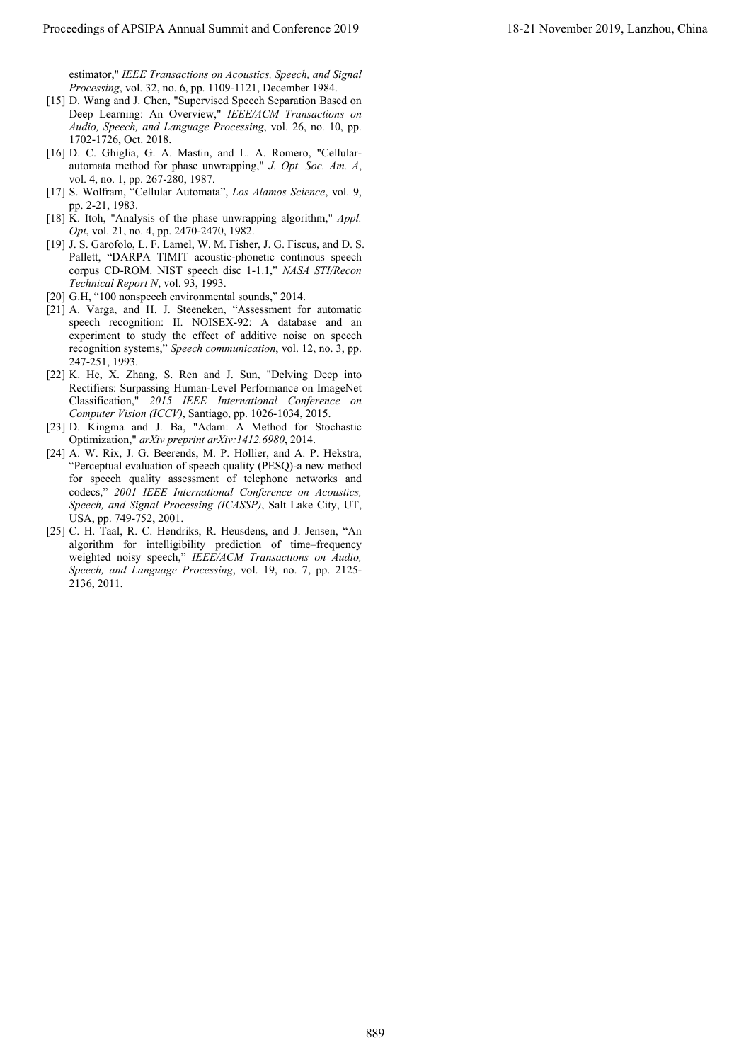estimator," *IEEE Transactions on Acoustics, Speech, and Signal Processing*, vol. 32, no. 6, pp. 1109-1121, December 1984.

[15] D. Wang and J. Chen, "Supervised Speech Separation Based on Deep Learning: An Overview," *IEEE/ACM Transactions on Audio, Speech, and Language Processing*, vol. 26, no. 10, pp. 1702-1726, Oct. 2018.

[16] D. C. Ghiglia, G. A. Mastin, and L. A. Romero, "Cellular-automata method for phase unwrapping," *J. Opt. Soc. Am. A*, vol. 4, no. 1, pp. 267-280, 1987.

[17] S. Wolfram, "Cellular Automata", *Los Alamos Science*, vol. 9, pp. 2-21, 1983.

[18] K. Itoh, "Analysis of the phase unwrapping algorithm," *Appl. Opt*, vol. 21, no. 4, pp. 2470-2470, 1982.

[19] J. S. Garofolo, L. F. Lamel, W. M. Fisher, J. G. Fiscus, and D. S. Pallett, "DARPA TIMIT acoustic-phonetic continous speech corpus CD-ROM. NIST speech disc 1-1.1," *NASA STI/Recon Technical Report N*, vol. 93, 1993.

[20] G.H, "100 nonspeech environmental sounds," 2014.

[21] A. Varga, and H. J. Steeneken, "Assessment for automatic speech recognition: II. NOISEX-92: A database and an experiment to study the effect of additive noise on speech recognition systems," *Speech communication*, vol. 12, no. 3, pp. 247-251, 1993.

[22] K. He, X. Zhang, S. Ren and J. Sun, "Delving Deep into Rectifiers: Surpassing Human-Level Performance on ImageNet Classification," *2015 IEEE International Conference on Computer Vision (ICCV)*, Santiago, pp. 1026-1034, 2015.

[23] D. Kingma and J. Ba, "Adam: A Method for Stochastic Optimization," *arXiv preprint arXiv:1412.6980*, 2014.

[24] A. W. Rix, J. G. Beerends, M. P. Hollier, and A. P. Hekstra, "Perceptual evaluation of speech quality (PESQ)-a new method for speech quality assessment of telephone networks and codecs," *2001 IEEE International Conference on Acoustics, Speech, and Signal Processing (ICASSP)*, Salt Lake City, UT, USA, pp. 749-752, 2001.

[25] C. H. Taal, R. C. Hendriks, R. Heusdens, and J. Jensen, "An algorithm for intelligibility prediction of time–frequency weighted noisy speech," *IEEE/ACM Transactions on Audio, Speech, and Language Processing*, vol. 19, no. 7, pp. 2125-2136, 2011.